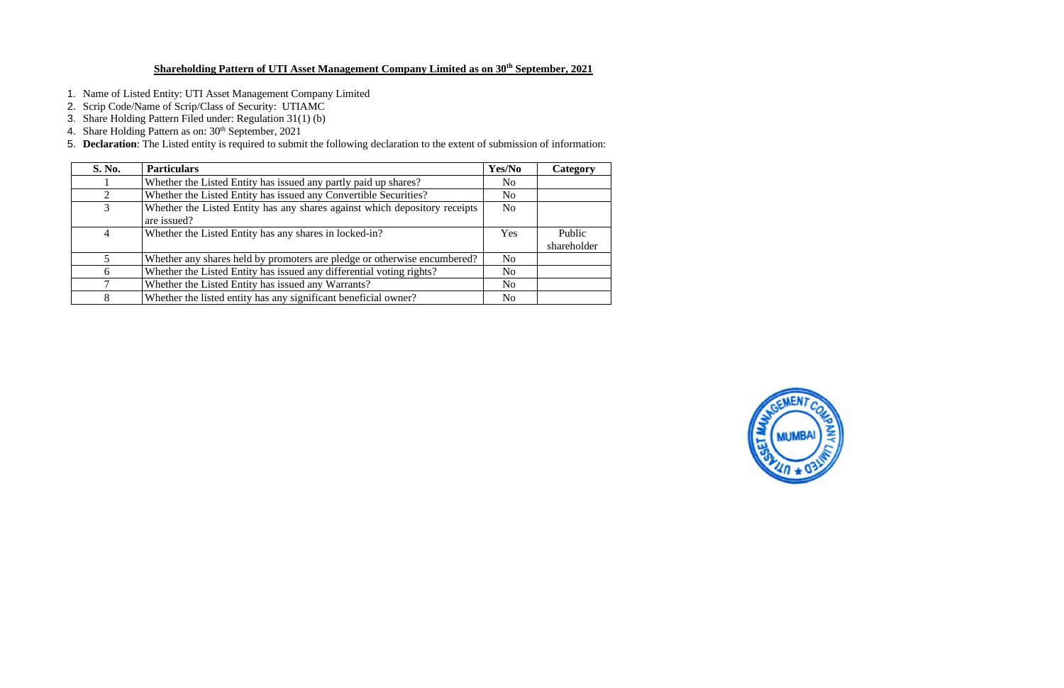**Shareholding Pattern of UTI Asset Management Company Limited as on 30th September, 2021**

1. Name of Listed Entity: UTI Asset Management Company Limited
2. Scrip Code/Name of Scrip/Class of Security: UTIAMC
3. Share Holding Pattern Filed under: Regulation 31(1) (b)
4. Share Holding Pattern as on: 30th September, 2021
5. **Declaration**: The Listed entity is required to submit the following declaration to the extent of submission of information:

| S. No. | Particulars | Yes/No | Category |
|---|---|---|---|
| 1 | Whether the Listed Entity has issued any partly paid up shares? | No | |
| 2 | Whether the Listed Entity has issued any Convertible Securities? | No | |
| 3 | Whether the Listed Entity has any shares against which depository receipts are issued? | No | |
| 4 | Whether the Listed Entity has any shares in locked-in? | Yes | Public shareholder |
| 5 | Whether any shares held by promoters are pledge or otherwise encumbered? | No | |
| 6 | Whether the Listed Entity has issued any differential voting rights? | No | |
| 7 | Whether the Listed Entity has issued any Warrants? | No | |
| 8 | Whether the listed entity has any significant beneficial owner? | No | |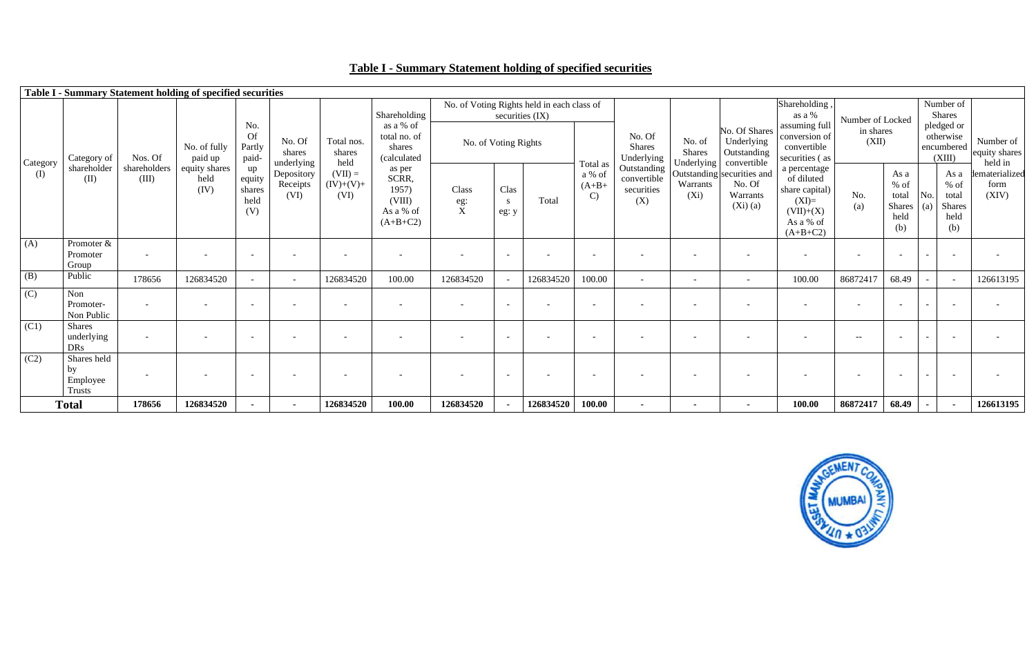## Table I - Summary Statement holding of specified securities

| Table I - Summary Statement holding of specified securities | | | | | | | | | | | | | | | | | | | | | |
|---|---|---|---|---|---|---|---|---|---|---|---|---|---|---|---|---|---|---|---|---|---|
| Category (I) | Category of shareholder (II) | Nos. Of shareholders (III) | No. of fully paid up equity shares held (IV) | No. Of Partly paid-up equity shares held (V) | No. Of shares underlying Depository Receipts (VI) | Total nos. shares held (VII) = (IV)+(V)+ (VI) | Shareholding as a % of total no. of shares (calculated as per SCRR, 1957) (VIII) As a % of (A+B+C2) | No. of Voting Rights held in each class of securities (IX) | | | | No. Of Shares Underlying Outstanding convertible securities (X) | No. of Shares Underlying Outstanding Warrants (Xi) | No. Of Shares Underlying Outstanding convertible securities and No. Of Warrants (Xi) (a) | Shareholding , as a % assuming full conversion of convertible securities ( as a percentage of diluted share capital) (XI)= (VII)+(X) As a % of (A+B+C2) | Number of Locked in shares (XII) | | Number of Shares pledged or otherwise encumbered (XIII) | | Number of equity shares held in dematerialized form (XIV) |
| | | | | | | | | No. of Voting Rights | | | Total as a % of (A+B+ C) | | | | | No. (a) | As a % of total Shares held (b) | No. (a) | As a % of total Shares held (b) | |
| | | | | | | | | Class eg: X | Class eg: y | Total | | | | | | | | | | |
| (A) | Promoter & Promoter Group | - | - | - | - | - | - | - | - | - | - | - | - | - | - | - | - | - | - | - |
| (B) | Public | 178656 | 126834520 | - | - | 126834520 | 100.00 | 126834520 | - | 126834520 | 100.00 | - | - | - | 100.00 | 86872417 | 68.49 | - | - | 126613195 |
| (C) | Non Promoter- Non Public | - | - | - | - | - | - | - | - | - | - | - | - | - | - | - | - | - | - | - |
| (C1) | Shares underlying DRs | - | - | - | - | - | - | - | - | - | - | - | - | - | - | -- | - | - | - | - |
| (C2) | Shares held by Employee Trusts | - | - | - | - | - | - | - | - | - | - | - | - | - | - | - | - | - | - | - |
| **Total** | | **178656** | **126834520** | **-** | **-** | **126834520** | **100.00** | **126834520** | **-** | **126834520** | **100.00** | **-** | **-** | **-** | **100.00** | **86872417** | **68.49** | **-** | **-** | **126613195** |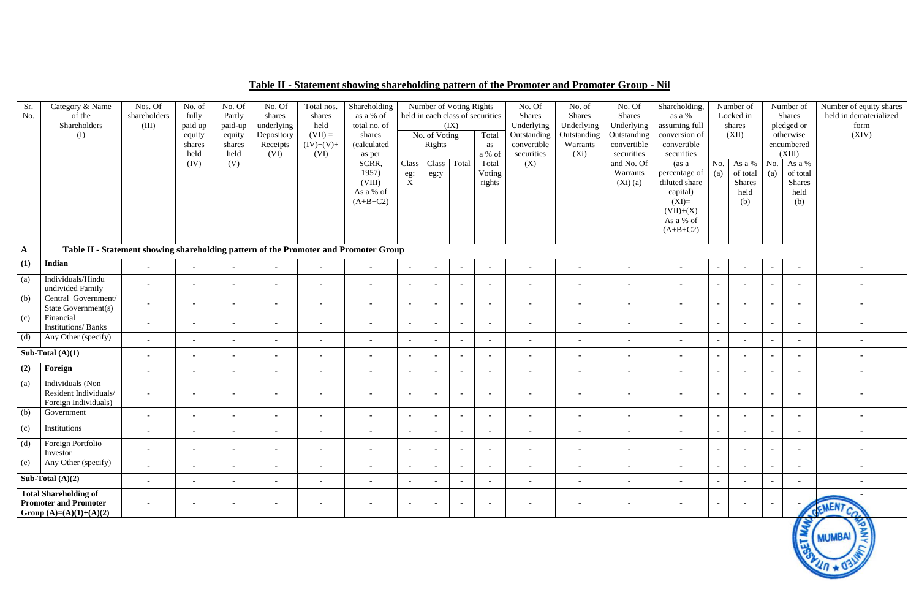## Table II - Statement showing shareholding pattern of the Promoter and Promoter Group - Nil

| Sr. No. | Category & Name of the Shareholders (I) | Nos. Of shareholders (III) | No. of fully paid up equity shares held (IV) | No. Of Partly paid-up equity shares held (V) | No. Of shares underlying Depository Receipts (VI) | Total nos. shares held (VII) = (IV)+(V)+ (VI) | Shareholding as a % of total no. of shares (calculated as per SCRR, 1957) (VIII) As a % of (A+B+C2) | Number of Voting Rights held in each class of securities (IX) | | | | No. Of Shares Underlying Outstanding convertible securities (X) | No. of Shares Underlying Outstanding Warrants (Xi) | No. Of Shares Underlying Outstanding convertible securities and No. Of Warrants (Xi) (a) | Shareholding, as a % assuming full conversion of convertible securities (as a percentage of diluted share capital) (XI)= (VII)+(X) As a % of (A+B+C2) | Number of Locked in shares (XII) | | Number of Shares pledged or otherwise encumbered (XIII) | | Number of equity shares held in dematerialized form (XIV) |
|---|---|---|---|---|---|---|---|---|---|---|---|---|---|---|---|---|---|---|---|---|
| | | | | | | | | No. of Voting Rights | | | Total as a % of Total Voting rights | | | | | No. (a) | As a % of total Shares held (b) | No. (a) | As a % of total Shares held (b) | |
| | | | | | | | | Class eg: X | Class eg:y | Total | | | | | | | | | | |
| **A** | **Table II - Statement showing shareholding pattern of the Promoter and Promoter Group** | | | | | | | | | | | | | | | | | | | |
| **(1)** | **Indian** | - | - | - | - | - | - | - | - | - | - | - | - | - | - | - | - | - | - | - |
| (a) | Individuals/Hindu undivided Family | - | - | - | - | - | - | - | - | - | - | - | - | - | - | - | - | - | - | - |
| (b) | Central Government/ State Government(s) | - | - | - | - | - | - | - | - | - | - | - | - | - | - | - | - | - | - | - |
| (c) | Financial Institutions/ Banks | - | - | - | - | - | - | - | - | - | - | - | - | - | - | - | - | - | - | - |
| (d) | Any Other (specify) | - | - | - | - | - | - | - | - | - | - | - | - | - | - | - | - | - | - | - |
| **Sub-Total (A)(1)** | | - | - | - | - | - | - | - | - | - | - | - | - | - | - | - | - | - | - | - |
| **(2)** | **Foreign** | - | - | - | - | - | - | - | - | - | - | - | - | - | - | - | - | - | - | - |
| (a) | Individuals (Non Resident Individuals/ Foreign Individuals) | - | - | - | - | - | - | - | - | - | - | - | - | - | - | - | - | - | - | - |
| (b) | Government | - | - | - | - | - | - | - | - | - | - | - | - | - | - | - | - | - | - | - |
| (c) | Institutions | - | - | - | - | - | - | - | - | - | - | - | - | - | - | - | - | - | - | - |
| (d) | Foreign Portfolio Investor | - | - | - | - | - | - | - | - | - | - | - | - | - | - | - | - | - | - | - |
| (e) | Any Other (specify) | - | - | - | - | - | - | - | - | - | - | - | - | - | - | - | - | - | - | - |
| **Sub-Total (A)(2)** | | - | - | - | - | - | - | - | - | - | - | - | - | - | - | - | - | - | - | - |
| **Total Shareholding of Promoter and Promoter Group (A)=(A)(1)+(A)(2)** | | - | - | - | - | - | - | - | - | - | - | - | - | - | - | - | - | - | - | - |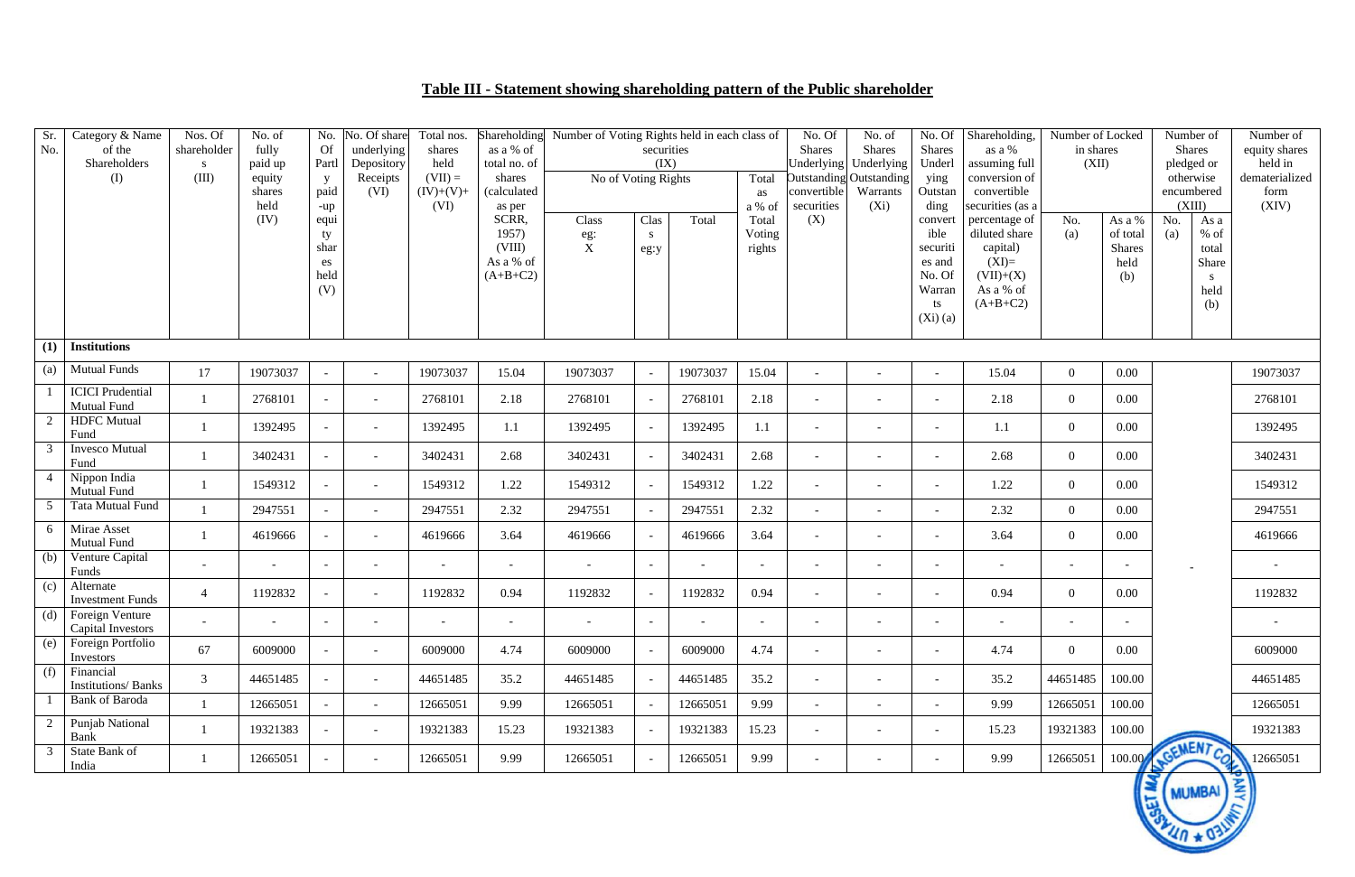## Table III - Statement showing shareholding pattern of the Public shareholder

| Sr. No. | Category & Name of the Shareholders (I) | Nos. Of shareholders (III) | No. of fully paid up equity shares held (IV) | No. Of Partly paid-up equity shares held (V) | No. Of shares underlying Depository Receipts (VI) | Total nos. shares held (VII) = (IV)+(V)+(VI) | Shareholding as a % of total no. of shares (calculated as per SCRR, 1957) (VIII) As a % of (A+B+C2) | Number of Voting Rights held in each class of securities (IX) | | | | No. Of Shares Underlying Outstanding convertible securities (X) | No. of Shares Underlying Outstanding Warrants (Xi) | No. Of Shares Underlying Outstanding convertible securities and No. Of Warrants (Xi) (a) | Shareholding, as a % assuming full conversion of convertible securities (as a percentage of diluted share capital) (XI)= (VII)+(X) As a % of (A+B+C2) | Number of Locked in shares (XII) | | Number of Shares pledged or otherwise encumbered (XIII) | | Number of equity shares held in dematerialized form (XIV) |
|---|---|---|---|---|---|---|---|---|---|---|---|---|---|---|---|---|---|---|---|---|
| | | | | | | | | No of Voting Rights | | | Total as a % of Total Voting rights | | | | | No. (a) | As a % of total Shares held (b) | No. (a) | As a % of total Shares held (b) | |
| | | | | | | | | Class eg: X | Class eg:y | Total | | | | | | | | | | |
| **(1)** | **Institutions** | | | | | | | | | | | | | | | | | | | |
| (a) | Mutual Funds | 17 | 19073037 | - | - | 19073037 | 15.04 | 19073037 | - | 19073037 | 15.04 | - | - | - | 15.04 | 0 | 0.00 | | | 19073037 |
| 1 | ICICI Prudential Mutual Fund | 1 | 2768101 | - | - | 2768101 | 2.18 | 2768101 | - | 2768101 | 2.18 | - | - | - | 2.18 | 0 | 0.00 | | | 2768101 |
| 2 | HDFC Mutual Fund | 1 | 1392495 | - | - | 1392495 | 1.1 | 1392495 | - | 1392495 | 1.1 | - | - | - | 1.1 | 0 | 0.00 | | | 1392495 |
| 3 | Invesco Mutual Fund | 1 | 3402431 | - | - | 3402431 | 2.68 | 3402431 | - | 3402431 | 2.68 | - | - | - | 2.68 | 0 | 0.00 | | | 3402431 |
| 4 | Nippon India Mutual Fund | 1 | 1549312 | - | - | 1549312 | 1.22 | 1549312 | - | 1549312 | 1.22 | - | - | - | 1.22 | 0 | 0.00 | | | 1549312 |
| 5 | Tata Mutual Fund | 1 | 2947551 | - | - | 2947551 | 2.32 | 2947551 | - | 2947551 | 2.32 | - | - | - | 2.32 | 0 | 0.00 | | | 2947551 |
| 6 | Mirae Asset Mutual Fund | 1 | 4619666 | - | - | 4619666 | 3.64 | 4619666 | - | 4619666 | 3.64 | - | - | - | 3.64 | 0 | 0.00 | | | 4619666 |
| (b) | Venture Capital Funds | - | - | - | - | - | - | - | - | - | - | - | - | - | - | - | - | - | | - |
| (c) | Alternate Investment Funds | 4 | 1192832 | - | - | 1192832 | 0.94 | 1192832 | - | 1192832 | 0.94 | - | - | - | 0.94 | 0 | 0.00 | | | 1192832 |
| (d) | Foreign Venture Capital Investors | - | - | - | - | - | - | - | - | - | - | - | - | - | - | - | - | | | - |
| (e) | Foreign Portfolio Investors | 67 | 6009000 | - | - | 6009000 | 4.74 | 6009000 | - | 6009000 | 4.74 | - | - | - | 4.74 | 0 | 0.00 | | | 6009000 |
| (f) | Financial Institutions/ Banks | 3 | 44651485 | - | - | 44651485 | 35.2 | 44651485 | - | 44651485 | 35.2 | - | - | - | 35.2 | 44651485 | 100.00 | | | 44651485 |
| 1 | Bank of Baroda | 1 | 12665051 | - | - | 12665051 | 9.99 | 12665051 | - | 12665051 | 9.99 | - | - | - | 9.99 | 12665051 | 100.00 | | | 12665051 |
| 2 | Punjab National Bank | 1 | 19321383 | - | - | 19321383 | 15.23 | 19321383 | - | 19321383 | 15.23 | - | - | - | 15.23 | 19321383 | 100.00 | | | 19321383 |
| 3 | State Bank of India | 1 | 12665051 | - | - | 12665051 | 9.99 | 12665051 | - | 12665051 | 9.99 | - | - | - | 9.99 | 12665051 | 100.00 | | | 12665051 |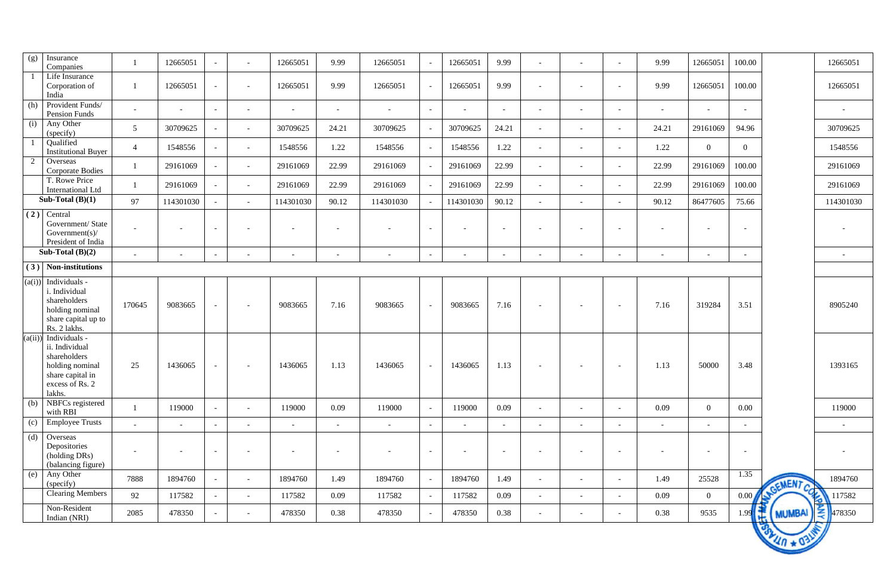| | | | | | | | | | | | | | | | | | | | |
|---|---|---|---|---|---|---|---|---|---|---|---|---|---|---|---|---|---|---|---|
| (g) | Insurance Companies | 1 | 12665051 | - | - | 12665051 | 9.99 | 12665051 | - | 12665051 | 9.99 | - | - | - | 9.99 | 12665051 | 100.00 | | 12665051 |
| 1 | Life Insurance Corporation of India | 1 | 12665051 | - | - | 12665051 | 9.99 | 12665051 | - | 12665051 | 9.99 | - | - | - | 9.99 | 12665051 | 100.00 | | 12665051 |
| (h) | Provident Funds/ Pension Funds | - | - | - | - | - | - | - | - | - | - | - | - | - | - | - | - | | - |
| (i) | Any Other (specify) | 5 | 30709625 | - | - | 30709625 | 24.21 | 30709625 | - | 30709625 | 24.21 | - | - | - | 24.21 | 29161069 | 94.96 | | 30709625 |
| 1 | Qualified Institutional Buyer | 4 | 1548556 | - | - | 1548556 | 1.22 | 1548556 | - | 1548556 | 1.22 | - | - | - | 1.22 | 0 | 0 | | 1548556 |
| 2 | Overseas Corporate Bodies | 1 | 29161069 | - | - | 29161069 | 22.99 | 29161069 | - | 29161069 | 22.99 | - | - | - | 22.99 | 29161069 | 100.00 | | 29161069 |
| | T. Rowe Price International Ltd | 1 | 29161069 | - | - | 29161069 | 22.99 | 29161069 | - | 29161069 | 22.99 | - | - | - | 22.99 | 29161069 | 100.00 | | 29161069 |
| **Sub-Total (B)(1)** | | 97 | 114301030 | - | - | 114301030 | 90.12 | 114301030 | - | 114301030 | 90.12 | - | - | - | 90.12 | 86477605 | 75.66 | | 114301030 |
| **(2)** | Central Government/ State Government(s)/ President of India | - | - | - | - | - | - | - | - | - | - | - | - | - | - | - | - | | - |
| **Sub-Total (B)(2)** | | - | - | - | - | - | - | - | - | - | - | - | - | - | - | - | - | | - |
| **(3)** | **Non-institutions** | | | | | | | | | | | | | | | | | | |
| (a(i)) | Individuals - i. Individual shareholders holding nominal share capital up to Rs. 2 lakhs. | 170645 | 9083665 | - | - | 9083665 | 7.16 | 9083665 | - | 9083665 | 7.16 | - | - | - | 7.16 | 319284 | 3.51 | | 8905240 |
| (a(ii)) | Individuals - ii. Individual shareholders holding nominal share capital in excess of Rs. 2 lakhs. | 25 | 1436065 | - | - | 1436065 | 1.13 | 1436065 | - | 1436065 | 1.13 | - | - | - | 1.13 | 50000 | 3.48 | | 1393165 |
| (b) | NBFCs registered with RBI | 1 | 119000 | - | - | 119000 | 0.09 | 119000 | - | 119000 | 0.09 | - | - | - | 0.09 | 0 | 0.00 | | 119000 |
| (c) | Employee Trusts | - | - | - | - | - | - | - | - | - | - | - | - | - | - | - | - | | - |
| (d) | Overseas Depositories (holding DRs) (balancing figure) | - | - | - | - | - | - | - | - | - | - | - | - | - | - | - | - | | - |
| (e) | Any Other (specify) | 7888 | 1894760 | - | - | 1894760 | 1.49 | 1894760 | - | 1894760 | 1.49 | - | - | - | 1.49 | 25528 | 1.35 | | 1894760 |
| | Clearing Members | 92 | 117582 | - | - | 117582 | 0.09 | 117582 | - | 117582 | 0.09 | - | - | - | 0.09 | 0 | 0.00 | | 117582 |
| | Non-Resident Indian (NRI) | 2085 | 478350 | - | - | 478350 | 0.38 | 478350 | - | 478350 | 0.38 | - | - | - | 0.38 | 9535 | 1.99 | | 478350 |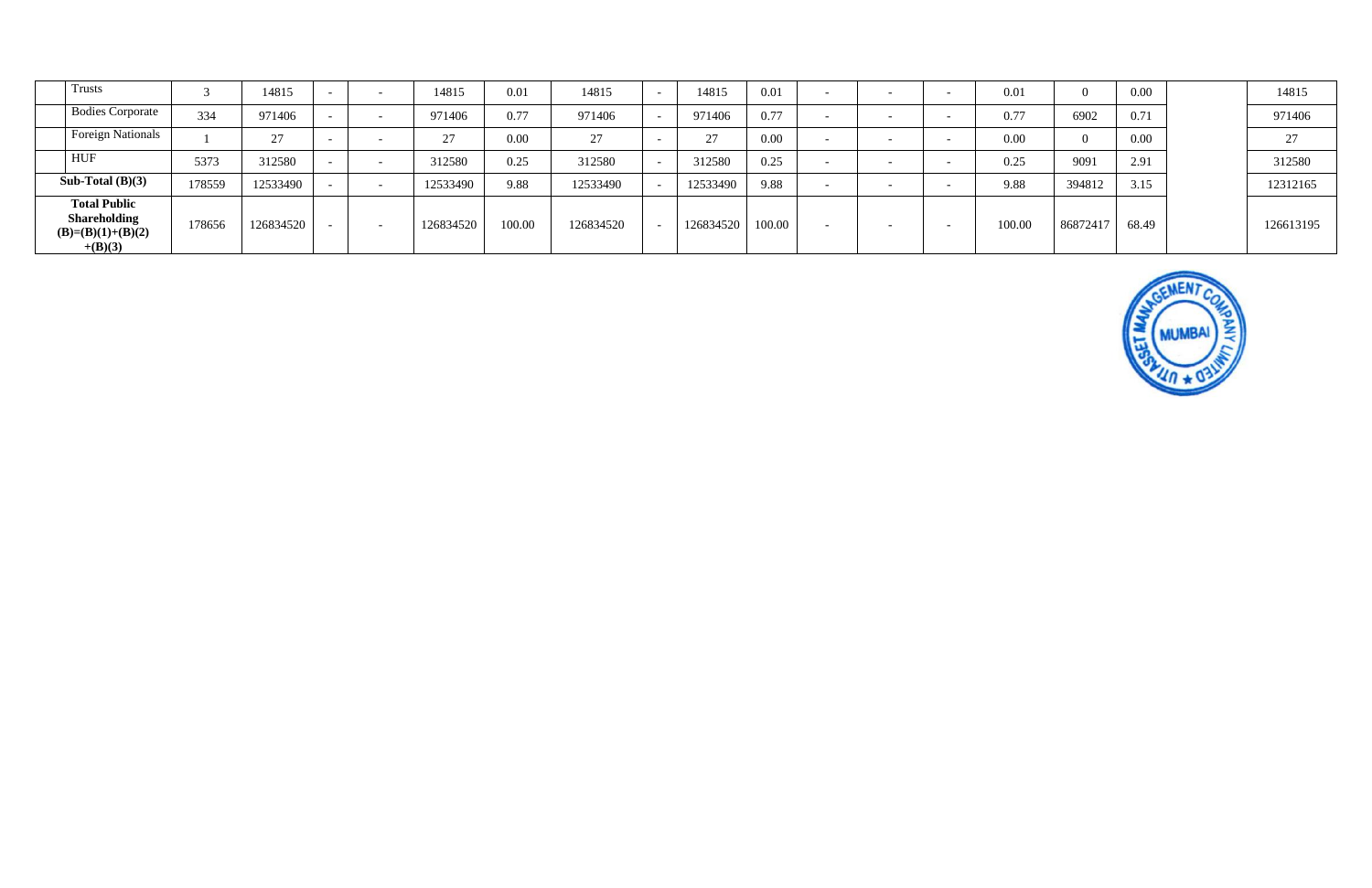| | | | | | | | | | | | | | | | | | | |
|---|---|---|---|---|---|---|---|---|---|---|---|---|---|---|---|---|---|---|
| Trusts | 3 | 14815 | - | - | 14815 | 0.01 | 14815 | - | 14815 | 0.01 | - | - | - | 0.01 | 0 | 0.00 | | 14815 |
| Bodies Corporate | 334 | 971406 | - | - | 971406 | 0.77 | 971406 | - | 971406 | 0.77 | - | - | - | 0.77 | 6902 | 0.71 | | 971406 |
| Foreign Nationals | 1 | 27 | - | - | 27 | 0.00 | 27 | - | 27 | 0.00 | - | - | - | 0.00 | 0 | 0.00 | | 27 |
| HUF | 5373 | 312580 | - | - | 312580 | 0.25 | 312580 | - | 312580 | 0.25 | - | - | - | 0.25 | 9091 | 2.91 | | 312580 |
| **Sub-Total (B)(3)** | 178559 | 12533490 | - | - | 12533490 | 9.88 | 12533490 | - | 12533490 | 9.88 | - | - | - | 9.88 | 394812 | 3.15 | | 12312165 |
| **Total Public Shareholding (B)=(B)(1)+(B)(2)+(B)(3)** | 178656 | 126834520 | - | - | 126834520 | 100.00 | 126834520 | - | 126834520 | 100.00 | - | - | - | 100.00 | 86872417 | 68.49 | | 126613195 |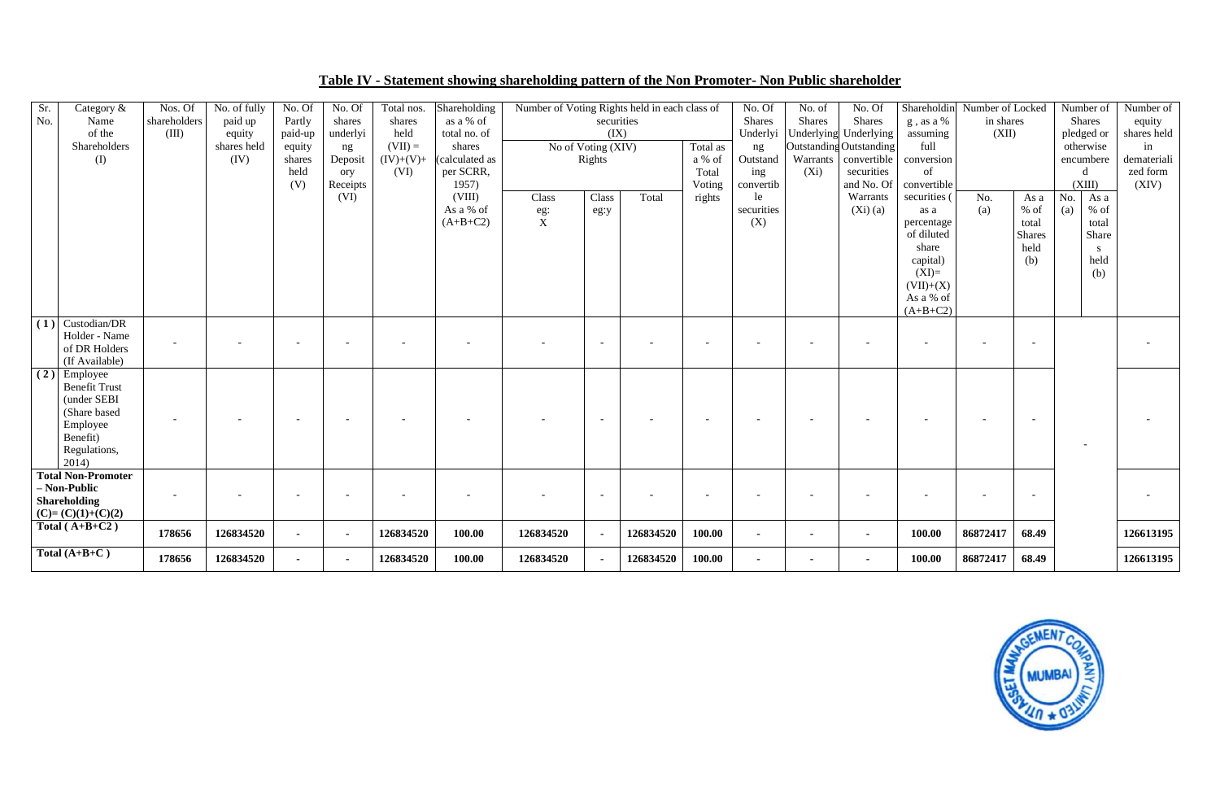## Table IV - Statement showing shareholding pattern of the Non Promoter- Non Public shareholder

| Sr. No. | Category & Name of the Shareholders (I) | Nos. Of shareholders (III) | No. of fully paid up equity shares held (IV) | No. Of Partly paid-up equity shares held (V) | No. Of shares underlying Depository Receipts (VI) | Total nos. shares held (VII) = (IV)+(V)+ (VI) | Shareholding as a % of total no. of shares (calculated as per SCRR, 1957) (VIII) As a % of (A+B+C2) | Number of Voting Rights held in each class of securities (IX) | | | | No. Of Shares Underlying Outstanding convertible securities (X) | No. of Shares Underlying Outstanding Warrants (Xi) | No. Of Shares Underlying Outstanding convertible securities and No. Of Warrants (Xi) (a) | Shareholding , as a % assuming full conversion of convertible securities ( as a percentage of diluted share capital) (XI)= (VII)+(X) As a % of (A+B+C2) | Number of Locked in shares (XII) | | Number of Shares pledged or otherwise encumbered (XIII) | | Number of equity shares held in dematerialized form (XIV) |
|---|---|---|---|---|---|---|---|---|---|---|---|---|---|---|---|---|---|---|---|---|
| | | | | | | | | No of Voting (XIV) Rights | | | Total as a % of Total Voting rights | | | | | | | | | |
| | | | | | | | | Class eg: X | Class eg:y | Total | | | | | | No. (a) | As a % of total Shares held (b) | No. (a) | As a % of total Shares held (b) | |
| (1) | Custodian/DR Holder - Name of DR Holders (If Available) | - | - | - | - | - | - | - | - | - | - | - | - | - | - | - | - | | | - |
| (2) | Employee Benefit Trust (under SEBI (Share based Employee Benefit) Regulations, 2014) | - | - | - | - | - | - | - | - | - | - | - | - | - | - | - | - | | - | - |
| | **Total Non-Promoter – Non-Public Shareholding (C)= (C)(1)+(C)(2)** | - | - | - | - | - | - | - | - | - | - | - | - | - | - | - | - | | | - |
| | **Total ( A+B+C2 )** | **178656** | **126834520** | **-** | **-** | **126834520** | **100.00** | **126834520** | **-** | **126834520** | **100.00** | **-** | **-** | **-** | **100.00** | **86872417** | **68.49** | | | **126613195** |
| | **Total (A+B+C )** | **178656** | **126834520** | **-** | **-** | **126834520** | **100.00** | **126834520** | **-** | **126834520** | **100.00** | **-** | **-** | **-** | **100.00** | **86872417** | **68.49** | | | **126613195** |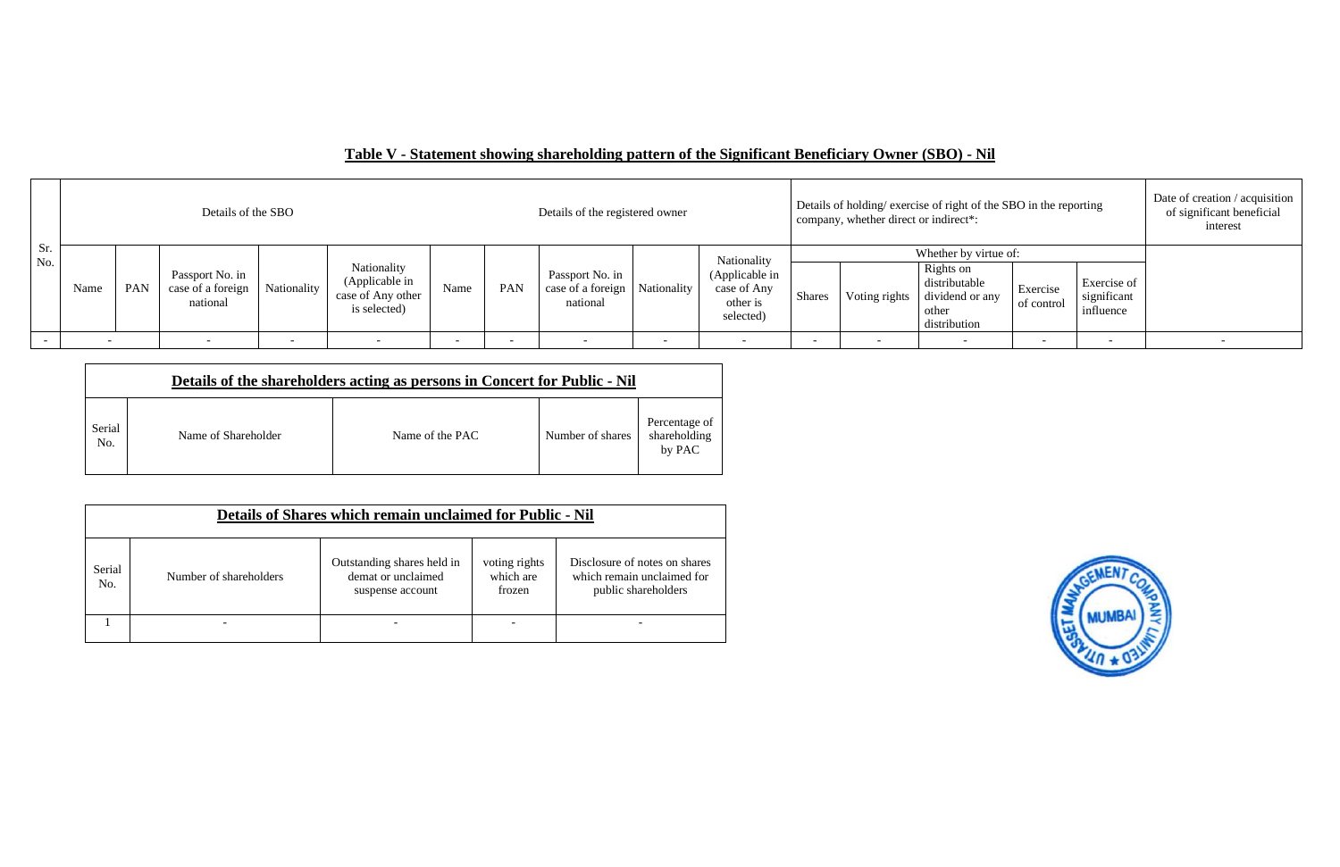## Table V - Statement showing shareholding pattern of the Significant Beneficiary Owner (SBO) - Nil

| Sr. No. | Details of the SBO | | | | | Details of the registered owner | | | | | Details of holding/ exercise of right of the SBO in the reporting company, whether direct or indirect*: | | | | | Date of creation / acquisition of significant beneficial interest |
|---|---|---|---|---|---|---|---|---|---|---|---|---|---|---|---|---|
| | | | | | | | | | | | Whether by virtue of: | | | | | |
| | Name | PAN | Passport No. in case of a foreign national | Nationality | Nationality (Applicable in case of Any other is selected) | Name | PAN | Passport No. in case of a foreign national | Nationality | Nationality (Applicable in case of Any other is selected) | Shares | Voting rights | Rights on distributable dividend or any other distribution | Exercise of control | Exercise of significant influence | |
| - | - | | - | - | - | - | - | - | - | - | - | - | - | - | - | - |

| Details of the shareholders acting as persons in Concert for Public - Nil | | | | |
|---|---|---|---|---|
| Serial No. | Name of Shareholder | Name of the PAC | Number of shares | Percentage of shareholding by PAC |

| Details of Shares which remain unclaimed for Public - Nil | | | | |
|---|---|---|---|---|
| Serial No. | Number of shareholders | Outstanding shares held in demat or unclaimed suspense account | voting rights which are frozen | Disclosure of notes on shares which remain unclaimed for public shareholders |
| 1 | - | - | - | - |